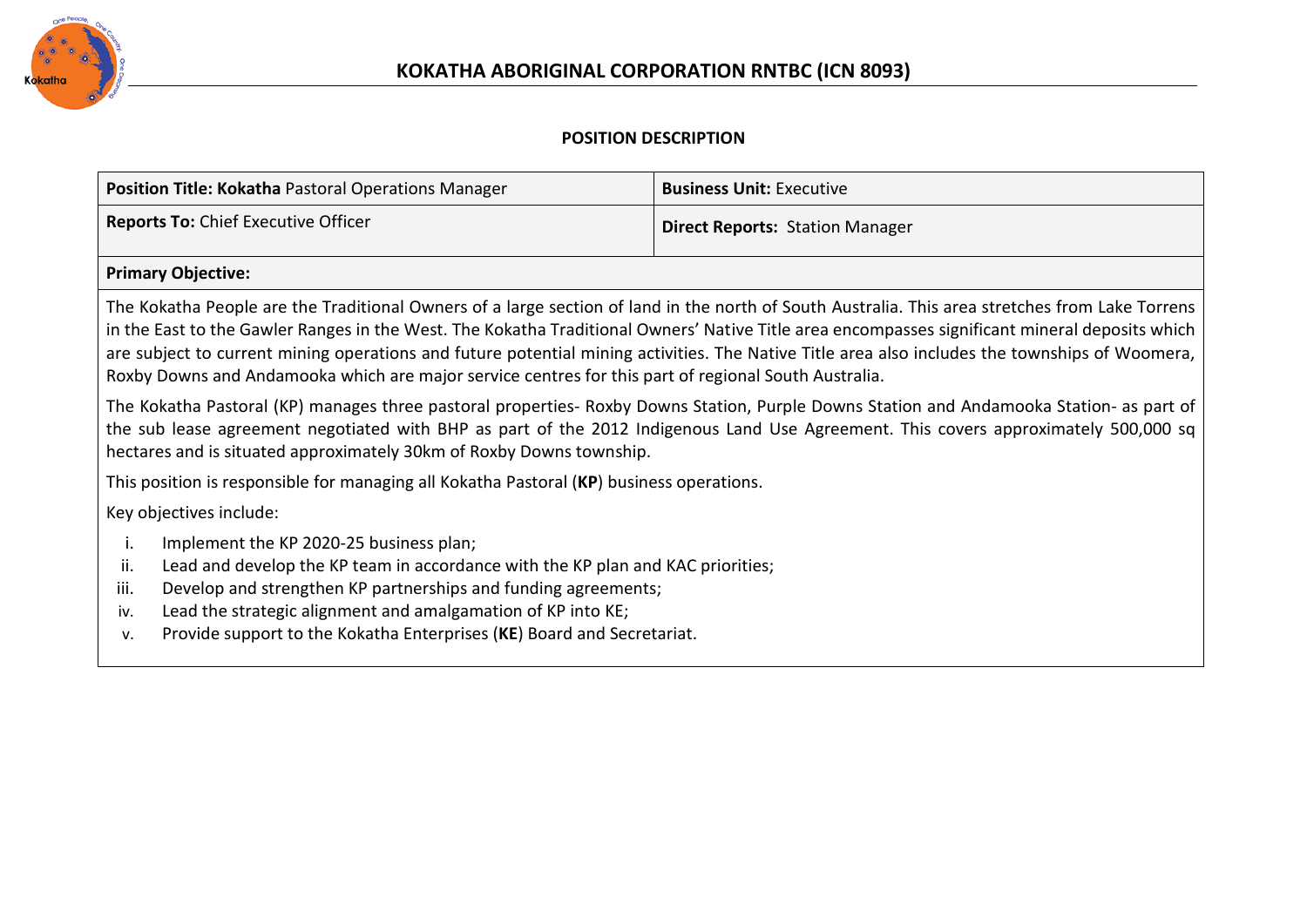# KOKATHA ABORIGINAL CORPORATION RNTBC (ICN 8093)

## POSITION DESCRIPTION

| **Position Title: Kokatha** Pastoral Operations Manager | **Business Unit:** Executive |
|---|---|
| **Reports To:** Chief Executive Officer | **Direct Reports:** Station Manager |

**Primary Objective:**

The Kokatha People are the Traditional Owners of a large section of land in the north of South Australia. This area stretches from Lake Torrens in the East to the Gawler Ranges in the West. The Kokatha Traditional Owners' Native Title area encompasses significant mineral deposits which are subject to current mining operations and future potential mining activities. The Native Title area also includes the townships of Woomera, Roxby Downs and Andamooka which are major service centres for this part of regional South Australia.

The Kokatha Pastoral (KP) manages three pastoral properties- Roxby Downs Station, Purple Downs Station and Andamooka Station- as part of the sub lease agreement negotiated with BHP as part of the 2012 Indigenous Land Use Agreement. This covers approximately 500,000 sq hectares and is situated approximately 30km of Roxby Downs township.

This position is responsible for managing all Kokatha Pastoral (**KP**) business operations.

Key objectives include:

i. Implement the KP 2020-25 business plan;
ii. Lead and develop the KP team in accordance with the KP plan and KAC priorities;
iii. Develop and strengthen KP partnerships and funding agreements;
iv. Lead the strategic alignment and amalgamation of KP into KE;
v. Provide support to the Kokatha Enterprises (**KE**) Board and Secretariat.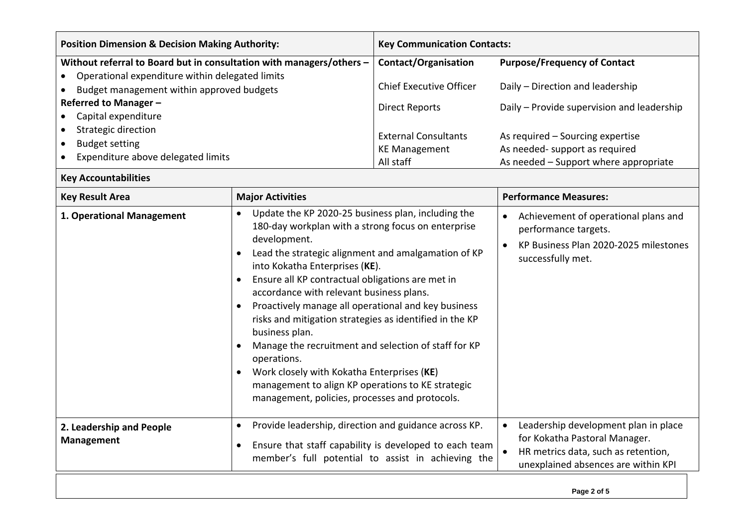| Position Dimension & Decision Making Authority: | Key Communication Contacts: | |
|---|---|---|
| **Without referral to Board but in consultation with managers/others –**<br>• Operational expenditure within delegated limits<br>• Budget management within approved budgets<br>**Referred to Manager –**<br>• Capital expenditure<br>• Strategic direction<br>• Budget setting<br>• Expenditure above delegated limits | **Contact/Organisation**<br><br>Chief Executive Officer<br><br>Direct Reports<br><br>External Consultants<br>KE Management<br>All staff | **Purpose/Frequency of Contact**<br><br>Daily – Direction and leadership<br><br>Daily – Provide supervision and leadership<br><br>As required – Sourcing expertise<br>As needed- support as required<br>As needed – Support where appropriate |

**Key Accountabilities**

| Key Result Area | Major Activities | Performance Measures: |
|---|---|---|
| **1. Operational Management** | • Update the KP 2020-25 business plan, including the 180-day workplan with a strong focus on enterprise development.<br>• Lead the strategic alignment and amalgamation of KP into Kokatha Enterprises (**KE**).<br>• Ensure all KP contractual obligations are met in accordance with relevant business plans.<br>• Proactively manage all operational and key business risks and mitigation strategies as identified in the KP business plan.<br>• Manage the recruitment and selection of staff for KP operations.<br>• Work closely with Kokatha Enterprises (**KE**) management to align KP operations to KE strategic management, policies, processes and protocols. | • Achievement of operational plans and performance targets.<br>• KP Business Plan 2020-2025 milestones successfully met. |
| **2. Leadership and People Management** | • Provide leadership, direction and guidance across KP.<br>• Ensure that staff capability is developed to each team member's full potential to assist in achieving the | • Leadership development plan in place for Kokatha Pastoral Manager.<br>• HR metrics data, such as retention, unexplained absences are within KPI |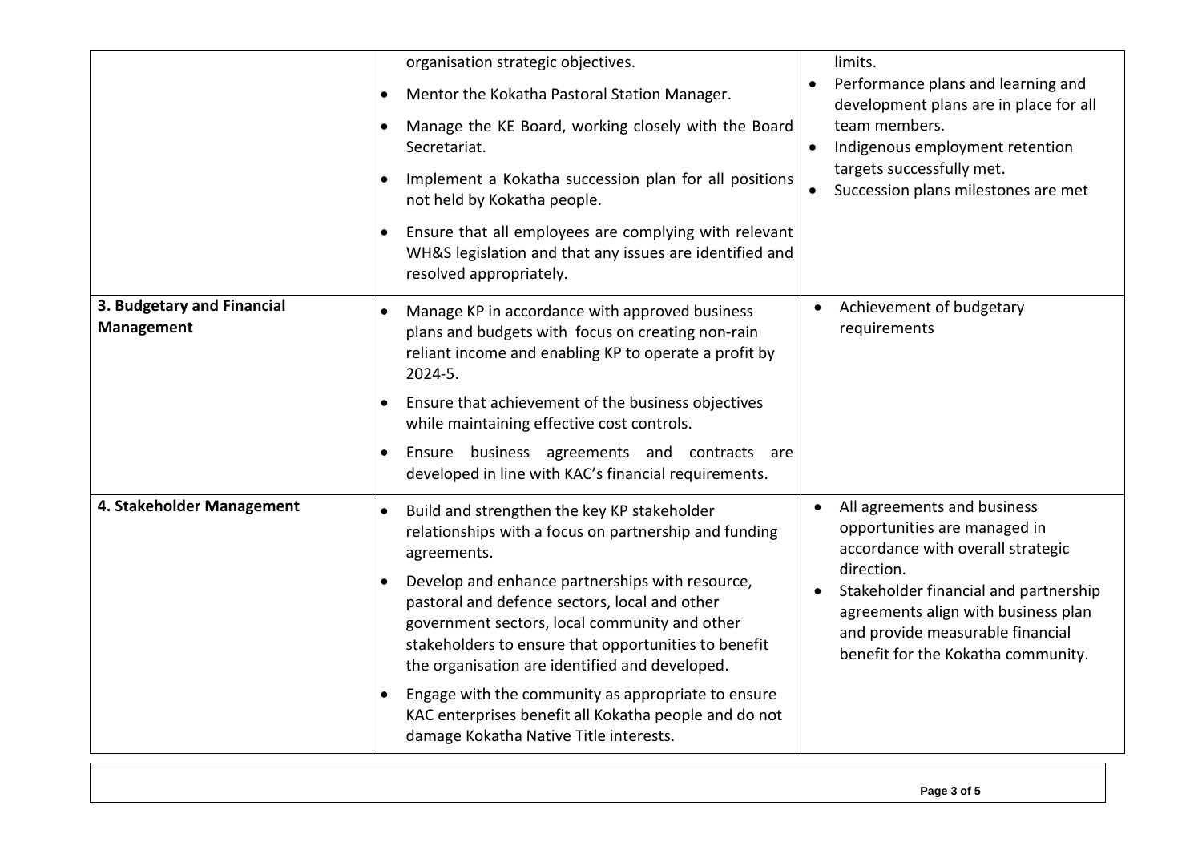| | | |
|---|---|---|
| | organisation strategic objectives.<br>• Mentor the Kokatha Pastoral Station Manager.<br>• Manage the KE Board, working closely with the Board Secretariat.<br>• Implement a Kokatha succession plan for all positions not held by Kokatha people.<br>• Ensure that all employees are complying with relevant WH&S legislation and that any issues are identified and resolved appropriately. | limits.<br>• Performance plans and learning and development plans are in place for all team members.<br>• Indigenous employment retention targets successfully met.<br>• Succession plans milestones are met |
| **3. Budgetary and Financial Management** | • Manage KP in accordance with approved business plans and budgets with focus on creating non-rain reliant income and enabling KP to operate a profit by 2024-5.<br>• Ensure that achievement of the business objectives while maintaining effective cost controls.<br>• Ensure business agreements and contracts are developed in line with KAC's financial requirements. | • Achievement of budgetary requirements |
| **4. Stakeholder Management** | • Build and strengthen the key KP stakeholder relationships with a focus on partnership and funding agreements.<br>• Develop and enhance partnerships with resource, pastoral and defence sectors, local and other government sectors, local community and other stakeholders to ensure that opportunities to benefit the organisation are identified and developed.<br>• Engage with the community as appropriate to ensure KAC enterprises benefit all Kokatha people and do not damage Kokatha Native Title interests. | • All agreements and business opportunities are managed in accordance with overall strategic direction.<br>• Stakeholder financial and partnership agreements align with business plan and provide measurable financial benefit for the Kokatha community. |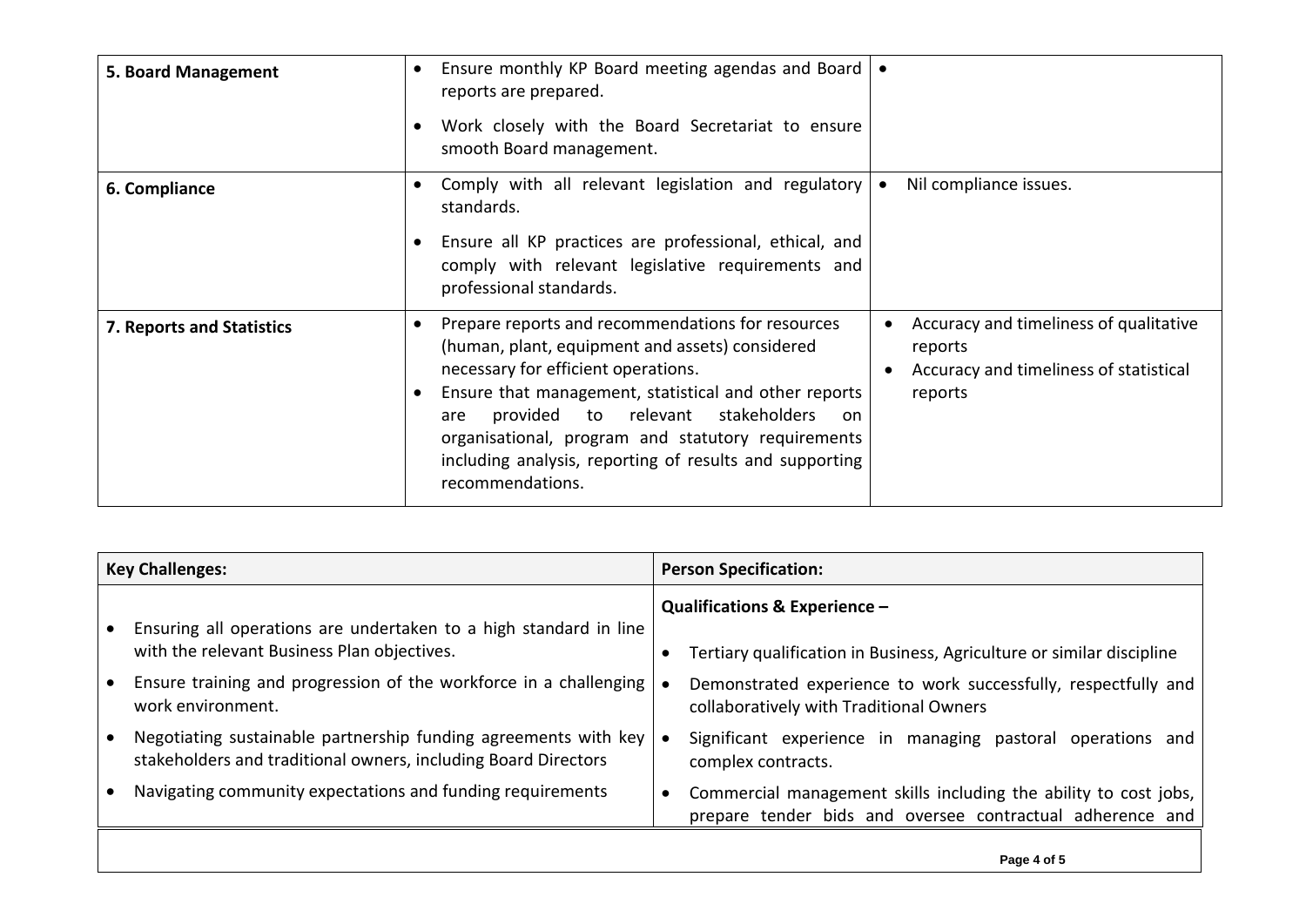| | | |
|---|---|---|
| **5. Board Management** | • Ensure monthly KP Board meeting agendas and Board reports are prepared.<br>• Work closely with the Board Secretariat to ensure smooth Board management. | • |
| **6. Compliance** | • Comply with all relevant legislation and regulatory standards.<br>• Ensure all KP practices are professional, ethical, and comply with relevant legislative requirements and professional standards. | • Nil compliance issues. |
| **7. Reports and Statistics** | • Prepare reports and recommendations for resources (human, plant, equipment and assets) considered necessary for efficient operations.<br>• Ensure that management, statistical and other reports are provided to relevant stakeholders on organisational, program and statutory requirements including analysis, reporting of results and supporting recommendations. | • Accuracy and timeliness of qualitative reports<br>• Accuracy and timeliness of statistical reports |

| **Key Challenges:** | **Person Specification:** |
|---|---|
| • Ensuring all operations are undertaken to a high standard in line with the relevant Business Plan objectives.<br>• Ensure training and progression of the workforce in a challenging work environment.<br>• Negotiating sustainable partnership funding agreements with key stakeholders and traditional owners, including Board Directors<br>• Navigating community expectations and funding requirements | **Qualifications & Experience –**<br>• Tertiary qualification in Business, Agriculture or similar discipline<br>• Demonstrated experience to work successfully, respectfully and collaboratively with Traditional Owners<br>• Significant experience in managing pastoral operations and complex contracts.<br>• Commercial management skills including the ability to cost jobs, prepare tender bids and oversee contractual adherence and |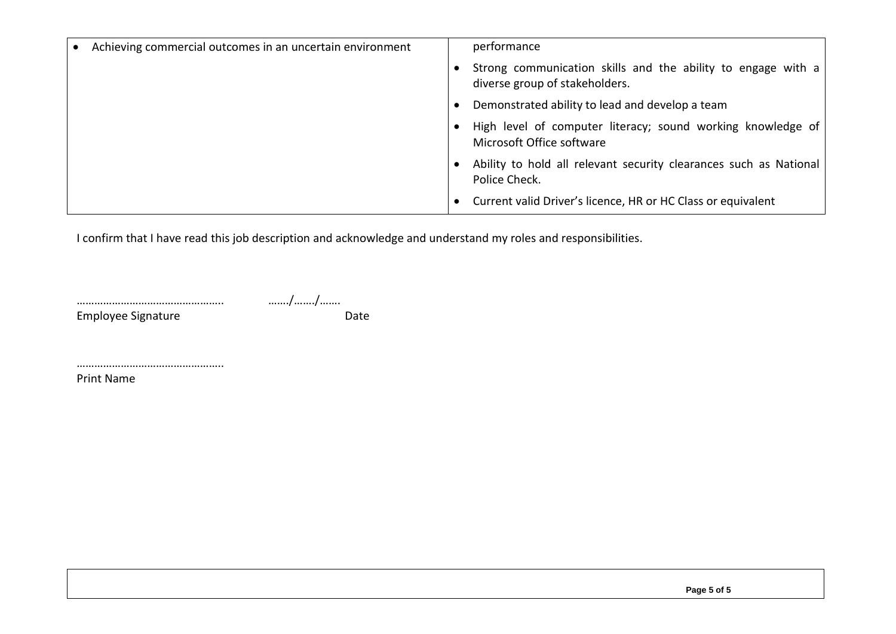| | |
|---|---|
| • Achieving commercial outcomes in an uncertain environment | performance<br>• Strong communication skills and the ability to engage with a diverse group of stakeholders.<br>• Demonstrated ability to lead and develop a team<br>• High level of computer literacy; sound working knowledge of Microsoft Office software<br>• Ability to hold all relevant security clearances such as National Police Check.<br>• Current valid Driver's licence, HR or HC Class or equivalent |

I confirm that I have read this job description and acknowledge and understand my roles and responsibilities.

………………………………………….. ……./……./…….

Employee Signature Date

…………………………………………..

Print Name